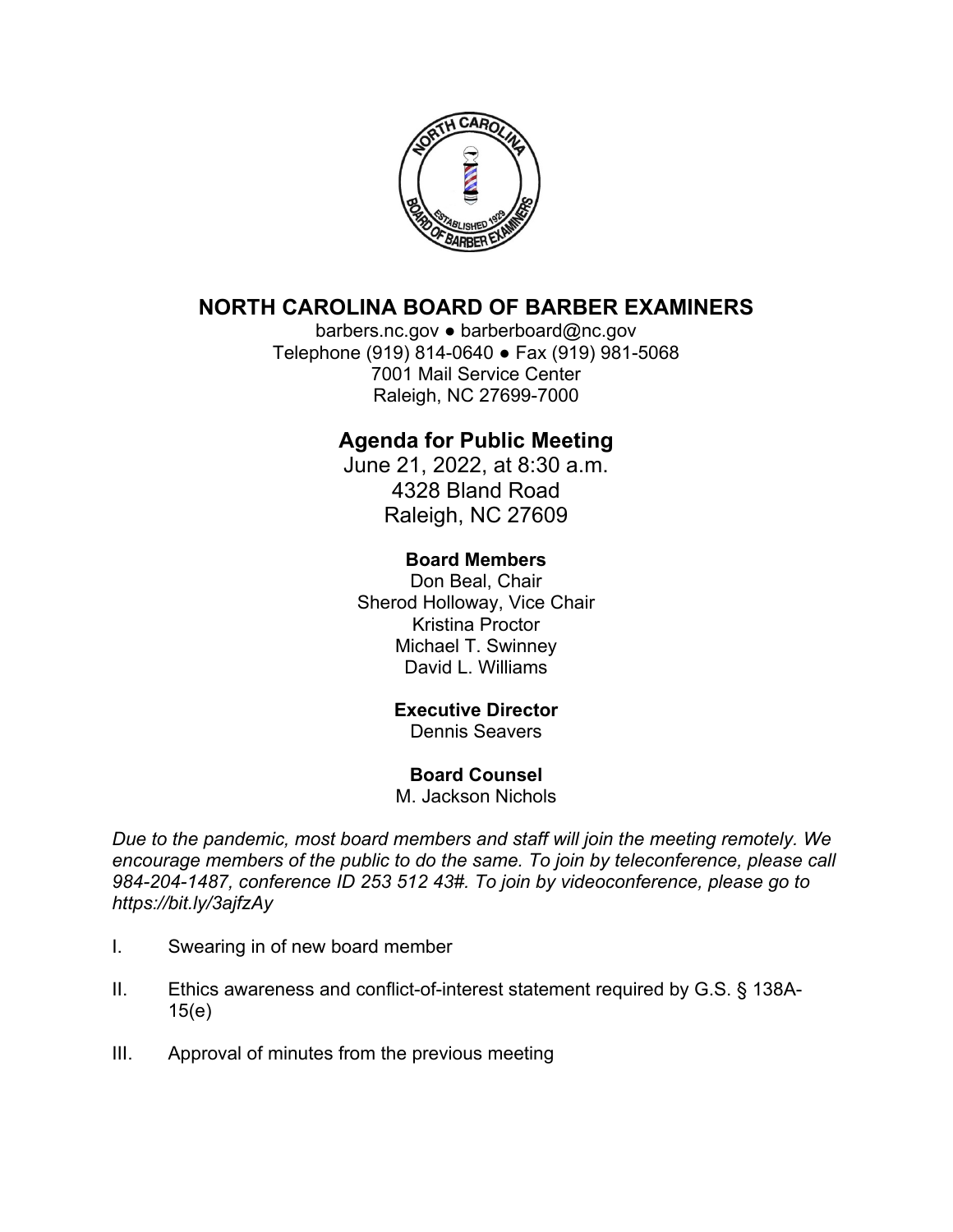# NORTH CAROLINA BOARD OF BARBER EXAMINERS

barbers.nc.gov ● barberboard@nc.gov
Telephone (919) 814-0640 ● Fax (919) 981-5068
7001 Mail Service Center
Raleigh, NC 27699-7000

## Agenda for Public Meeting

June 21, 2022, at 8:30 a.m.
4328 Bland Road
Raleigh, NC 27609

**Board Members**
Don Beal, Chair
Sherod Holloway, Vice Chair
Kristina Proctor
Michael T. Swinney
David L. Williams

**Executive Director**
Dennis Seavers

**Board Counsel**
M. Jackson Nichols

*Due to the pandemic, most board members and staff will join the meeting remotely. We encourage members of the public to do the same. To join by teleconference, please call 984-204-1487, conference ID 253 512 43#. To join by videoconference, please go to https://bit.ly/3ajfzAy*

I. Swearing in of new board member

II. Ethics awareness and conflict-of-interest statement required by G.S. § 138A-15(e)

III. Approval of minutes from the previous meeting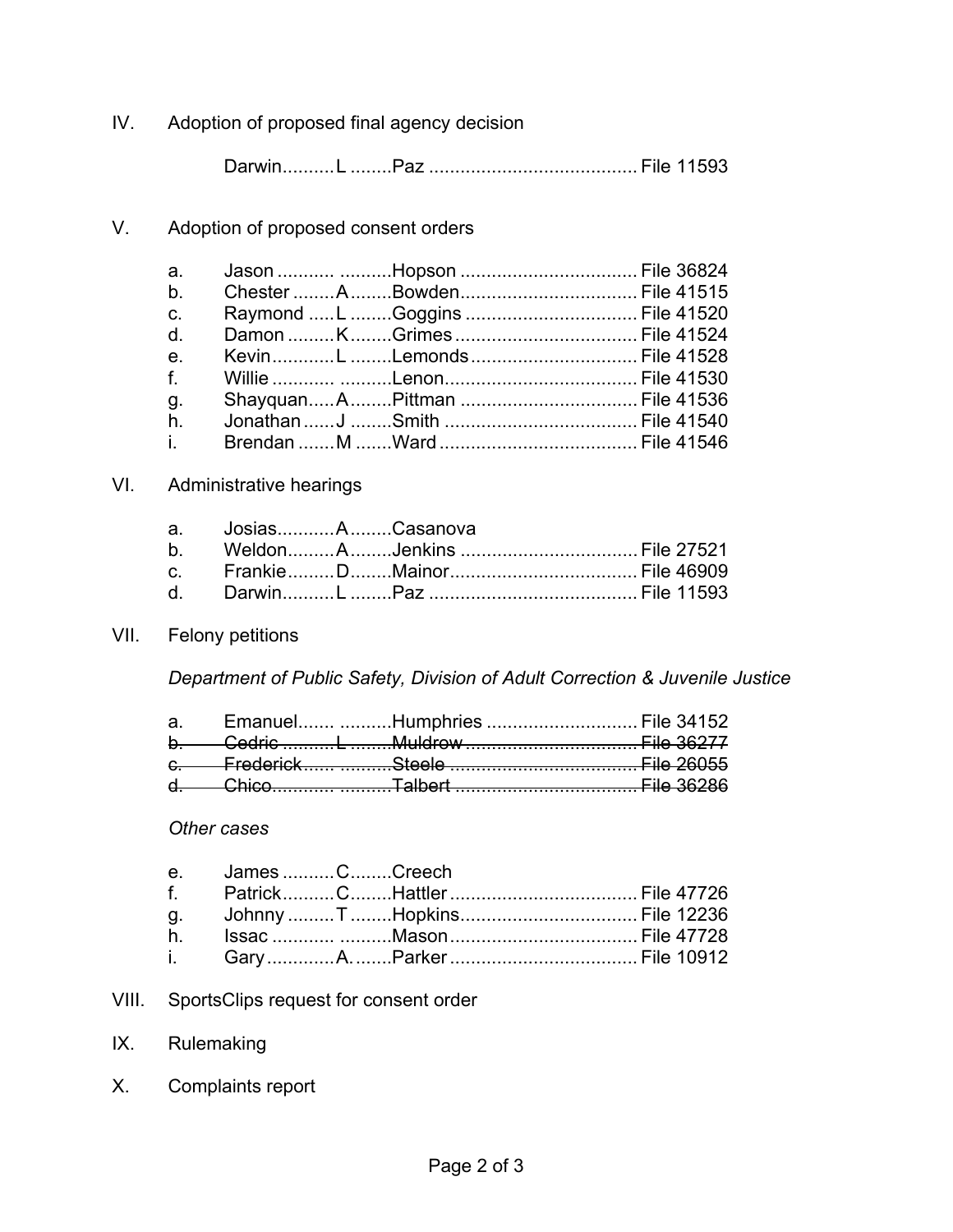IV. Adoption of proposed final agency decision

Darwin..........L ........Paz ....................................... File 11593

V. Adoption of proposed consent orders

a. Jason ........... ..........Hopson .................................. File 36824
b. Chester ........A........Bowden.................................. File 41515
c. Raymond .....L ........Goggins ................................. File 41520
d. Damon .........K........Grimes ................................... File 41524
e. Kevin...........L ........Lemonds................................ File 41528
f. Willie ........... ..........Lenon..................................... File 41530
g. Shayquan.....A........Pittman .................................. File 41536
h. Jonathan......J ........Smith ..................................... File 41540
i. Brendan .......M .......Ward ...................................... File 41546

VI. Administrative hearings

a. Josias..........A........Casanova
b. Weldon.........A........Jenkins .................................. File 27521
c. Frankie.........D........Mainor.................................... File 46909
d. Darwin..........L ........Paz ....................................... File 11593

VII. Felony petitions

*Department of Public Safety, Division of Adult Correction & Juvenile Justice*

a. Emanuel....... ..........Humphries ............................. File 34152
~~b. Cedric ..........L ........Muldrow ................................ File 36277~~
~~c. Frederick...... ..........Steele .................................... File 26055~~
~~d. Chico........... ..........Talbert ................................... File 36286~~

*Other cases*

e. James ..........C........Creech
f. Patrick.........C........Hattler .................................... File 47726
g. Johnny .........T ........Hopkins.................................. File 12236
h. Issac ........... ..........Mason.................................... File 47728
i. Gary ............A. .......Parker .................................... File 10912

VIII. SportsClips request for consent order

IX. Rulemaking

X. Complaints report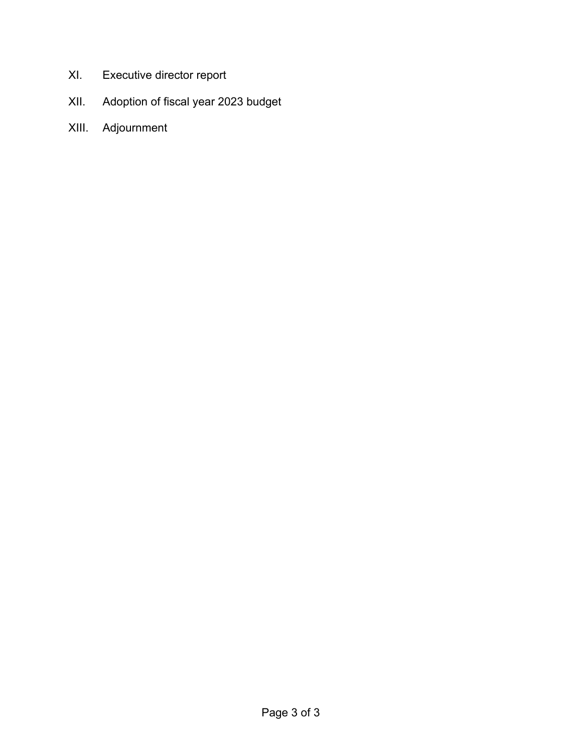XI. Executive director report

XII. Adoption of fiscal year 2023 budget

XIII. Adjournment